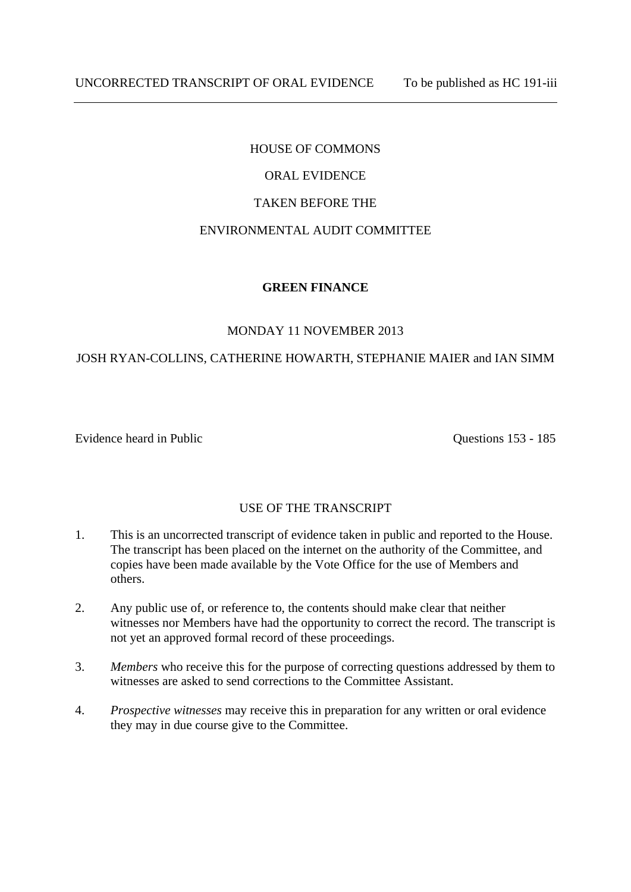UNCORRECTED TRANSCRIPT OF ORAL EVIDENCE To be published as HC 191-iii

---

HOUSE OF COMMONS

ORAL EVIDENCE

TAKEN BEFORE THE

ENVIRONMENTAL AUDIT COMMITTEE

**GREEN FINANCE**

MONDAY 11 NOVEMBER 2013

JOSH RYAN-COLLINS, CATHERINE HOWARTH, STEPHANIE MAIER and IAN SIMM

Evidence heard in Public Questions 153 - 185

USE OF THE TRANSCRIPT

1. This is an uncorrected transcript of evidence taken in public and reported to the House. The transcript has been placed on the internet on the authority of the Committee, and copies have been made available by the Vote Office for the use of Members and others.

2. Any public use of, or reference to, the contents should make clear that neither witnesses nor Members have had the opportunity to correct the record. The transcript is not yet an approved formal record of these proceedings.

3. *Members* who receive this for the purpose of correcting questions addressed by them to witnesses are asked to send corrections to the Committee Assistant.

4. *Prospective witnesses* may receive this in preparation for any written or oral evidence they may in due course give to the Committee.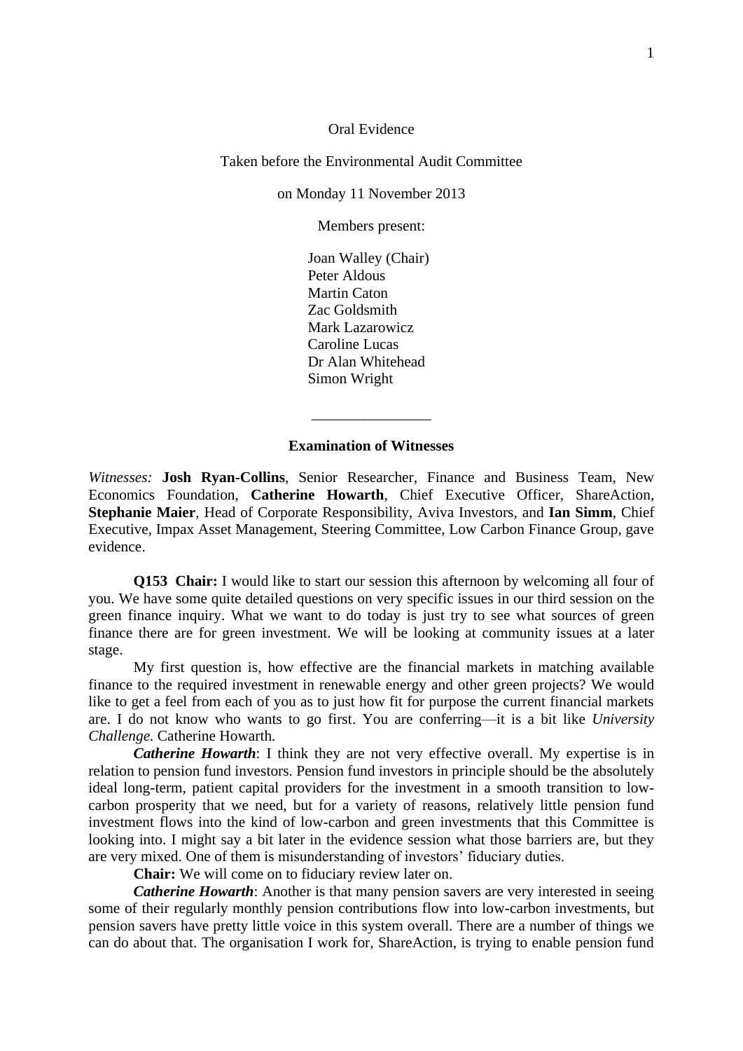Oral Evidence

Taken before the Environmental Audit Committee

on Monday 11 November 2013

Members present:

Joan Walley (Chair)
Peter Aldous
Martin Caton
Zac Goldsmith
Mark Lazarowicz
Caroline Lucas
Dr Alan Whitehead
Simon Wright

________________

**Examination of Witnesses**

*Witnesses:* **Josh Ryan-Collins**, Senior Researcher, Finance and Business Team, New Economics Foundation, **Catherine Howarth**, Chief Executive Officer, ShareAction, **Stephanie Maier**, Head of Corporate Responsibility, Aviva Investors, and **Ian Simm**, Chief Executive, Impax Asset Management, Steering Committee, Low Carbon Finance Group, gave evidence.

**Q153 Chair:** I would like to start our session this afternoon by welcoming all four of you. We have some quite detailed questions on very specific issues in our third session on the green finance inquiry. What we want to do today is just try to see what sources of green finance there are for green investment. We will be looking at community issues at a later stage.

My first question is, how effective are the financial markets in matching available finance to the required investment in renewable energy and other green projects? We would like to get a feel from each of you as to just how fit for purpose the current financial markets are. I do not know who wants to go first. You are conferring—it is a bit like *University Challenge.* Catherine Howarth.

***Catherine Howarth***: I think they are not very effective overall. My expertise is in relation to pension fund investors. Pension fund investors in principle should be the absolutely ideal long-term, patient capital providers for the investment in a smooth transition to low-carbon prosperity that we need, but for a variety of reasons, relatively little pension fund investment flows into the kind of low-carbon and green investments that this Committee is looking into. I might say a bit later in the evidence session what those barriers are, but they are very mixed. One of them is misunderstanding of investors' fiduciary duties.

**Chair:** We will come on to fiduciary review later on.

***Catherine Howarth***: Another is that many pension savers are very interested in seeing some of their regularly monthly pension contributions flow into low-carbon investments, but pension savers have pretty little voice in this system overall. There are a number of things we can do about that. The organisation I work for, ShareAction, is trying to enable pension fund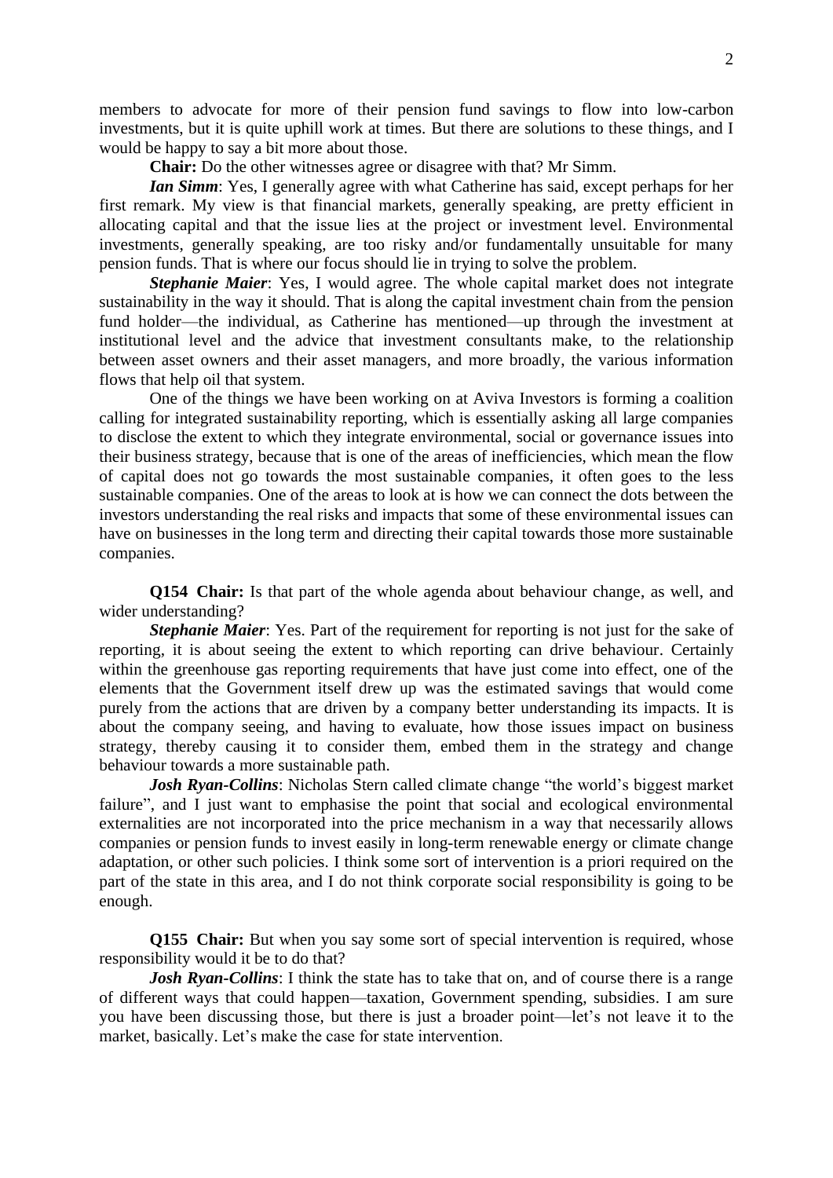members to advocate for more of their pension fund savings to flow into low-carbon investments, but it is quite uphill work at times. But there are solutions to these things, and I would be happy to say a bit more about those.

**Chair:** Do the other witnesses agree or disagree with that? Mr Simm.

***Ian Simm***: Yes, I generally agree with what Catherine has said, except perhaps for her first remark. My view is that financial markets, generally speaking, are pretty efficient in allocating capital and that the issue lies at the project or investment level. Environmental investments, generally speaking, are too risky and/or fundamentally unsuitable for many pension funds. That is where our focus should lie in trying to solve the problem.

***Stephanie Maier***: Yes, I would agree. The whole capital market does not integrate sustainability in the way it should. That is along the capital investment chain from the pension fund holder—the individual, as Catherine has mentioned—up through the investment at institutional level and the advice that investment consultants make, to the relationship between asset owners and their asset managers, and more broadly, the various information flows that help oil that system.

One of the things we have been working on at Aviva Investors is forming a coalition calling for integrated sustainability reporting, which is essentially asking all large companies to disclose the extent to which they integrate environmental, social or governance issues into their business strategy, because that is one of the areas of inefficiencies, which mean the flow of capital does not go towards the most sustainable companies, it often goes to the less sustainable companies. One of the areas to look at is how we can connect the dots between the investors understanding the real risks and impacts that some of these environmental issues can have on businesses in the long term and directing their capital towards those more sustainable companies.

**Q154 Chair:** Is that part of the whole agenda about behaviour change, as well, and wider understanding?

***Stephanie Maier***: Yes. Part of the requirement for reporting is not just for the sake of reporting, it is about seeing the extent to which reporting can drive behaviour. Certainly within the greenhouse gas reporting requirements that have just come into effect, one of the elements that the Government itself drew up was the estimated savings that would come purely from the actions that are driven by a company better understanding its impacts. It is about the company seeing, and having to evaluate, how those issues impact on business strategy, thereby causing it to consider them, embed them in the strategy and change behaviour towards a more sustainable path.

***Josh Ryan-Collins***: Nicholas Stern called climate change "the world's biggest market failure", and I just want to emphasise the point that social and ecological environmental externalities are not incorporated into the price mechanism in a way that necessarily allows companies or pension funds to invest easily in long-term renewable energy or climate change adaptation, or other such policies. I think some sort of intervention is a priori required on the part of the state in this area, and I do not think corporate social responsibility is going to be enough.

**Q155 Chair:** But when you say some sort of special intervention is required, whose responsibility would it be to do that?

***Josh Ryan-Collins***: I think the state has to take that on, and of course there is a range of different ways that could happen—taxation, Government spending, subsidies. I am sure you have been discussing those, but there is just a broader point—let's not leave it to the market, basically. Let's make the case for state intervention.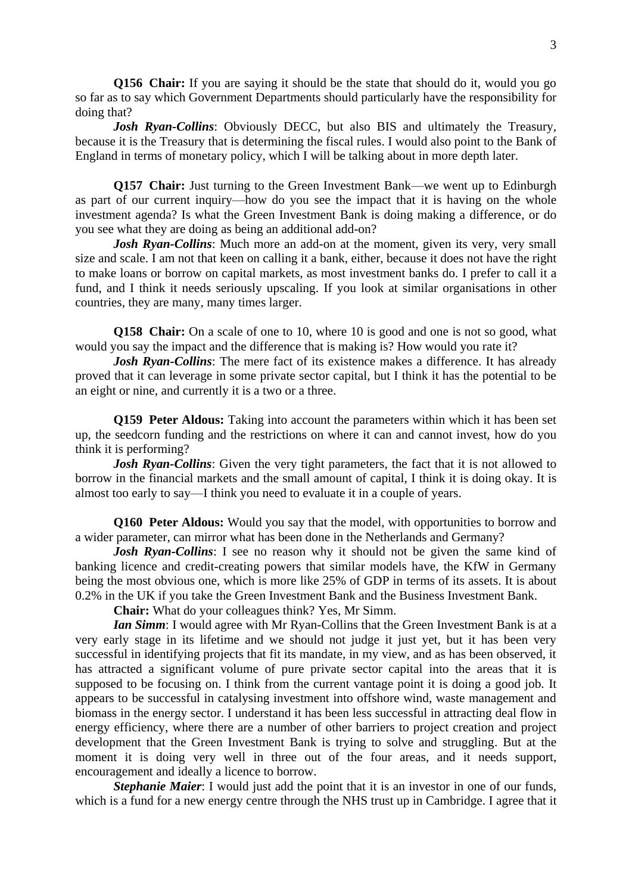**Q156 Chair:** If you are saying it should be the state that should do it, would you go so far as to say which Government Departments should particularly have the responsibility for doing that?

***Josh Ryan-Collins***: Obviously DECC, but also BIS and ultimately the Treasury, because it is the Treasury that is determining the fiscal rules. I would also point to the Bank of England in terms of monetary policy, which I will be talking about in more depth later.

**Q157 Chair:** Just turning to the Green Investment Bank—we went up to Edinburgh as part of our current inquiry—how do you see the impact that it is having on the whole investment agenda? Is what the Green Investment Bank is doing making a difference, or do you see what they are doing as being an additional add-on?

***Josh Ryan-Collins***: Much more an add-on at the moment, given its very, very small size and scale. I am not that keen on calling it a bank, either, because it does not have the right to make loans or borrow on capital markets, as most investment banks do. I prefer to call it a fund, and I think it needs seriously upscaling. If you look at similar organisations in other countries, they are many, many times larger.

**Q158 Chair:** On a scale of one to 10, where 10 is good and one is not so good, what would you say the impact and the difference that is making is? How would you rate it?

***Josh Ryan-Collins***: The mere fact of its existence makes a difference. It has already proved that it can leverage in some private sector capital, but I think it has the potential to be an eight or nine, and currently it is a two or a three.

**Q159 Peter Aldous:** Taking into account the parameters within which it has been set up, the seedcorn funding and the restrictions on where it can and cannot invest, how do you think it is performing?

***Josh Ryan-Collins***: Given the very tight parameters, the fact that it is not allowed to borrow in the financial markets and the small amount of capital, I think it is doing okay. It is almost too early to say—I think you need to evaluate it in a couple of years.

**Q160 Peter Aldous:** Would you say that the model, with opportunities to borrow and a wider parameter, can mirror what has been done in the Netherlands and Germany?

***Josh Ryan-Collins***: I see no reason why it should not be given the same kind of banking licence and credit-creating powers that similar models have, the KfW in Germany being the most obvious one, which is more like 25% of GDP in terms of its assets. It is about 0.2% in the UK if you take the Green Investment Bank and the Business Investment Bank.

**Chair:** What do your colleagues think? Yes, Mr Simm.

***Ian Simm***: I would agree with Mr Ryan-Collins that the Green Investment Bank is at a very early stage in its lifetime and we should not judge it just yet, but it has been very successful in identifying projects that fit its mandate, in my view, and as has been observed, it has attracted a significant volume of pure private sector capital into the areas that it is supposed to be focusing on. I think from the current vantage point it is doing a good job. It appears to be successful in catalysing investment into offshore wind, waste management and biomass in the energy sector. I understand it has been less successful in attracting deal flow in energy efficiency, where there are a number of other barriers to project creation and project development that the Green Investment Bank is trying to solve and struggling. But at the moment it is doing very well in three out of the four areas, and it needs support, encouragement and ideally a licence to borrow.

***Stephanie Maier***: I would just add the point that it is an investor in one of our funds, which is a fund for a new energy centre through the NHS trust up in Cambridge. I agree that it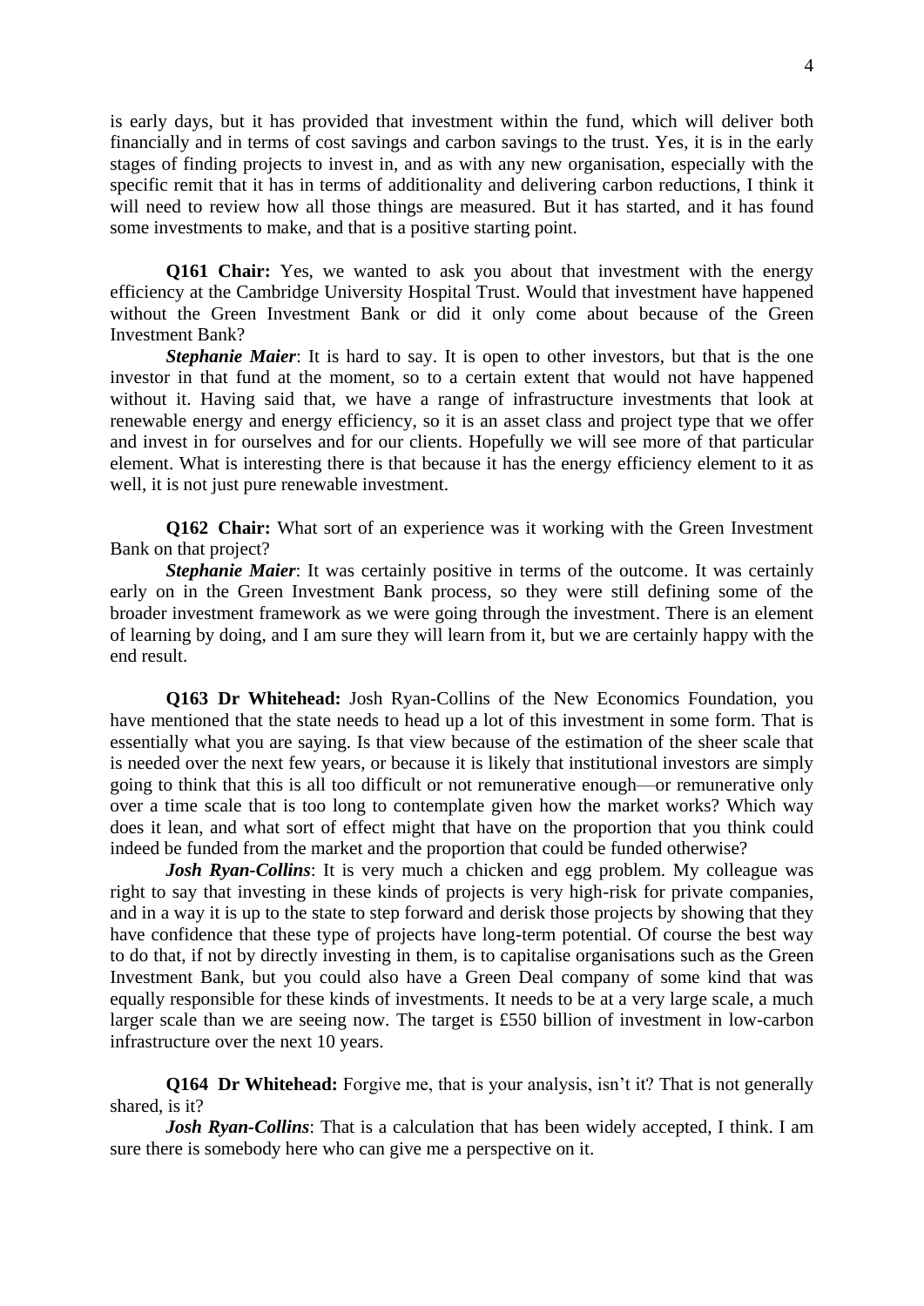is early days, but it has provided that investment within the fund, which will deliver both financially and in terms of cost savings and carbon savings to the trust. Yes, it is in the early stages of finding projects to invest in, and as with any new organisation, especially with the specific remit that it has in terms of additionality and delivering carbon reductions, I think it will need to review how all those things are measured. But it has started, and it has found some investments to make, and that is a positive starting point.

**Q161 Chair:** Yes, we wanted to ask you about that investment with the energy efficiency at the Cambridge University Hospital Trust. Would that investment have happened without the Green Investment Bank or did it only come about because of the Green Investment Bank?

***Stephanie Maier***: It is hard to say. It is open to other investors, but that is the one investor in that fund at the moment, so to a certain extent that would not have happened without it. Having said that, we have a range of infrastructure investments that look at renewable energy and energy efficiency, so it is an asset class and project type that we offer and invest in for ourselves and for our clients. Hopefully we will see more of that particular element. What is interesting there is that because it has the energy efficiency element to it as well, it is not just pure renewable investment.

**Q162 Chair:** What sort of an experience was it working with the Green Investment Bank on that project?

***Stephanie Maier***: It was certainly positive in terms of the outcome. It was certainly early on in the Green Investment Bank process, so they were still defining some of the broader investment framework as we were going through the investment. There is an element of learning by doing, and I am sure they will learn from it, but we are certainly happy with the end result.

**Q163 Dr Whitehead:** Josh Ryan-Collins of the New Economics Foundation, you have mentioned that the state needs to head up a lot of this investment in some form. That is essentially what you are saying. Is that view because of the estimation of the sheer scale that is needed over the next few years, or because it is likely that institutional investors are simply going to think that this is all too difficult or not remunerative enough—or remunerative only over a time scale that is too long to contemplate given how the market works? Which way does it lean, and what sort of effect might that have on the proportion that you think could indeed be funded from the market and the proportion that could be funded otherwise?

***Josh Ryan-Collins***: It is very much a chicken and egg problem. My colleague was right to say that investing in these kinds of projects is very high-risk for private companies, and in a way it is up to the state to step forward and derisk those projects by showing that they have confidence that these type of projects have long-term potential. Of course the best way to do that, if not by directly investing in them, is to capitalise organisations such as the Green Investment Bank, but you could also have a Green Deal company of some kind that was equally responsible for these kinds of investments. It needs to be at a very large scale, a much larger scale than we are seeing now. The target is £550 billion of investment in low-carbon infrastructure over the next 10 years.

**Q164 Dr Whitehead:** Forgive me, that is your analysis, isn't it? That is not generally shared, is it?

***Josh Ryan-Collins***: That is a calculation that has been widely accepted, I think. I am sure there is somebody here who can give me a perspective on it.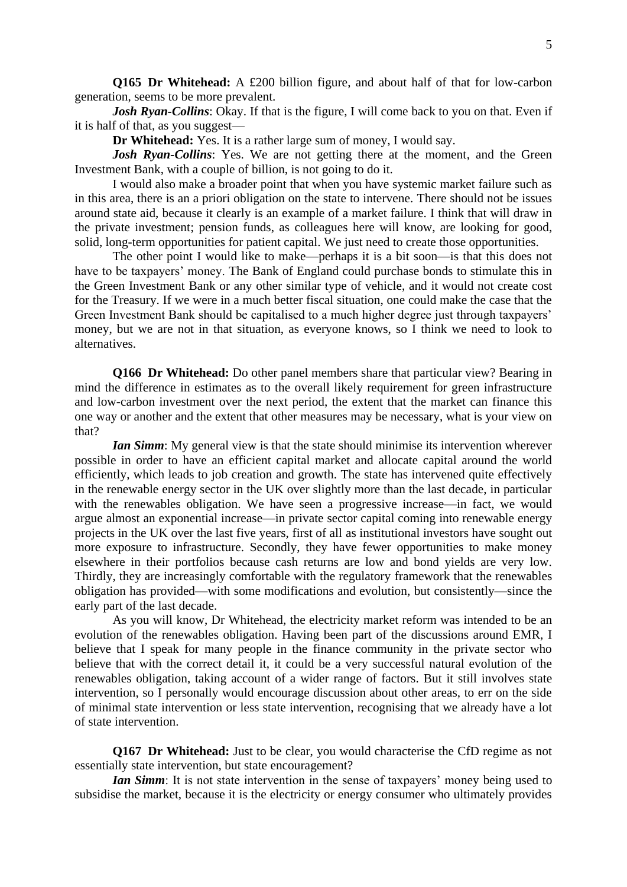**Q165 Dr Whitehead:** A £200 billion figure, and about half of that for low-carbon generation, seems to be more prevalent.

***Josh Ryan-Collins***: Okay. If that is the figure, I will come back to you on that. Even if it is half of that, as you suggest—

**Dr Whitehead:** Yes. It is a rather large sum of money, I would say.

***Josh Ryan-Collins***: Yes. We are not getting there at the moment, and the Green Investment Bank, with a couple of billion, is not going to do it.

I would also make a broader point that when you have systemic market failure such as in this area, there is an a priori obligation on the state to intervene. There should not be issues around state aid, because it clearly is an example of a market failure. I think that will draw in the private investment; pension funds, as colleagues here will know, are looking for good, solid, long-term opportunities for patient capital. We just need to create those opportunities.

The other point I would like to make—perhaps it is a bit soon—is that this does not have to be taxpayers' money. The Bank of England could purchase bonds to stimulate this in the Green Investment Bank or any other similar type of vehicle, and it would not create cost for the Treasury. If we were in a much better fiscal situation, one could make the case that the Green Investment Bank should be capitalised to a much higher degree just through taxpayers' money, but we are not in that situation, as everyone knows, so I think we need to look to alternatives.

**Q166 Dr Whitehead:** Do other panel members share that particular view? Bearing in mind the difference in estimates as to the overall likely requirement for green infrastructure and low-carbon investment over the next period, the extent that the market can finance this one way or another and the extent that other measures may be necessary, what is your view on that?

***Ian Simm***: My general view is that the state should minimise its intervention wherever possible in order to have an efficient capital market and allocate capital around the world efficiently, which leads to job creation and growth. The state has intervened quite effectively in the renewable energy sector in the UK over slightly more than the last decade, in particular with the renewables obligation. We have seen a progressive increase—in fact, we would argue almost an exponential increase—in private sector capital coming into renewable energy projects in the UK over the last five years, first of all as institutional investors have sought out more exposure to infrastructure. Secondly, they have fewer opportunities to make money elsewhere in their portfolios because cash returns are low and bond yields are very low. Thirdly, they are increasingly comfortable with the regulatory framework that the renewables obligation has provided—with some modifications and evolution, but consistently—since the early part of the last decade.

As you will know, Dr Whitehead, the electricity market reform was intended to be an evolution of the renewables obligation. Having been part of the discussions around EMR, I believe that I speak for many people in the finance community in the private sector who believe that with the correct detail it, it could be a very successful natural evolution of the renewables obligation, taking account of a wider range of factors. But it still involves state intervention, so I personally would encourage discussion about other areas, to err on the side of minimal state intervention or less state intervention, recognising that we already have a lot of state intervention.

**Q167 Dr Whitehead:** Just to be clear, you would characterise the CfD regime as not essentially state intervention, but state encouragement?

***Ian Simm***: It is not state intervention in the sense of taxpayers' money being used to subsidise the market, because it is the electricity or energy consumer who ultimately provides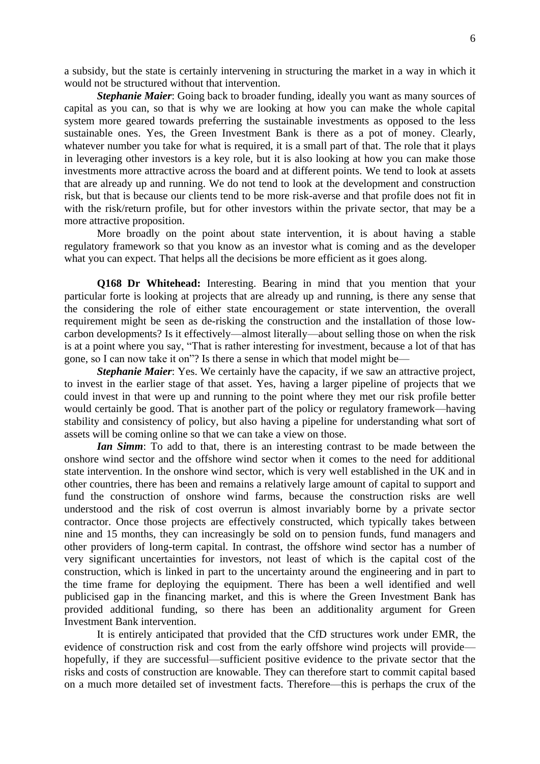a subsidy, but the state is certainly intervening in structuring the market in a way in which it would not be structured without that intervention.

***Stephanie Maier***: Going back to broader funding, ideally you want as many sources of capital as you can, so that is why we are looking at how you can make the whole capital system more geared towards preferring the sustainable investments as opposed to the less sustainable ones. Yes, the Green Investment Bank is there as a pot of money. Clearly, whatever number you take for what is required, it is a small part of that. The role that it plays in leveraging other investors is a key role, but it is also looking at how you can make those investments more attractive across the board and at different points. We tend to look at assets that are already up and running. We do not tend to look at the development and construction risk, but that is because our clients tend to be more risk-averse and that profile does not fit in with the risk/return profile, but for other investors within the private sector, that may be a more attractive proposition.

More broadly on the point about state intervention, it is about having a stable regulatory framework so that you know as an investor what is coming and as the developer what you can expect. That helps all the decisions be more efficient as it goes along.

**Q168 Dr Whitehead:** Interesting. Bearing in mind that you mention that your particular forte is looking at projects that are already up and running, is there any sense that the considering the role of either state encouragement or state intervention, the overall requirement might be seen as de-risking the construction and the installation of those low-carbon developments? Is it effectively—almost literally—about selling those on when the risk is at a point where you say, "That is rather interesting for investment, because a lot of that has gone, so I can now take it on"? Is there a sense in which that model might be—

***Stephanie Maier***: Yes. We certainly have the capacity, if we saw an attractive project, to invest in the earlier stage of that asset. Yes, having a larger pipeline of projects that we could invest in that were up and running to the point where they met our risk profile better would certainly be good. That is another part of the policy or regulatory framework—having stability and consistency of policy, but also having a pipeline for understanding what sort of assets will be coming online so that we can take a view on those.

***Ian Simm***: To add to that, there is an interesting contrast to be made between the onshore wind sector and the offshore wind sector when it comes to the need for additional state intervention. In the onshore wind sector, which is very well established in the UK and in other countries, there has been and remains a relatively large amount of capital to support and fund the construction of onshore wind farms, because the construction risks are well understood and the risk of cost overrun is almost invariably borne by a private sector contractor. Once those projects are effectively constructed, which typically takes between nine and 15 months, they can increasingly be sold on to pension funds, fund managers and other providers of long-term capital. In contrast, the offshore wind sector has a number of very significant uncertainties for investors, not least of which is the capital cost of the construction, which is linked in part to the uncertainty around the engineering and in part to the time frame for deploying the equipment. There has been a well identified and well publicised gap in the financing market, and this is where the Green Investment Bank has provided additional funding, so there has been an additionality argument for Green Investment Bank intervention.

It is entirely anticipated that provided that the CfD structures work under EMR, the evidence of construction risk and cost from the early offshore wind projects will provide—hopefully, if they are successful—sufficient positive evidence to the private sector that the risks and costs of construction are knowable. They can therefore start to commit capital based on a much more detailed set of investment facts. Therefore—this is perhaps the crux of the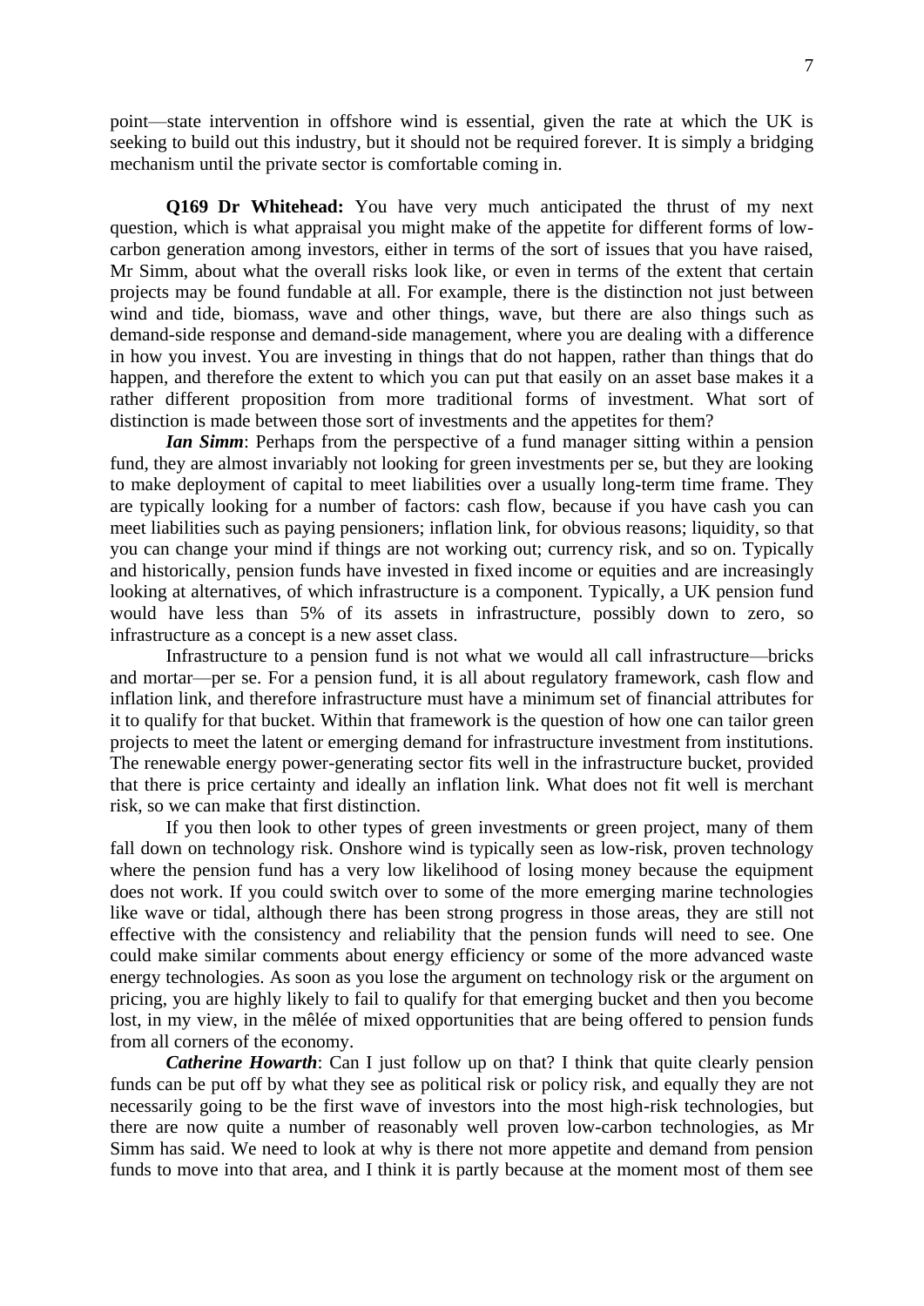point—state intervention in offshore wind is essential, given the rate at which the UK is seeking to build out this industry, but it should not be required forever. It is simply a bridging mechanism until the private sector is comfortable coming in.

**Q169 Dr Whitehead:** You have very much anticipated the thrust of my next question, which is what appraisal you might make of the appetite for different forms of low-carbon generation among investors, either in terms of the sort of issues that you have raised, Mr Simm, about what the overall risks look like, or even in terms of the extent that certain projects may be found fundable at all. For example, there is the distinction not just between wind and tide, biomass, wave and other things, wave, but there are also things such as demand-side response and demand-side management, where you are dealing with a difference in how you invest. You are investing in things that do not happen, rather than things that do happen, and therefore the extent to which you can put that easily on an asset base makes it a rather different proposition from more traditional forms of investment. What sort of distinction is made between those sort of investments and the appetites for them?

***Ian Simm***: Perhaps from the perspective of a fund manager sitting within a pension fund, they are almost invariably not looking for green investments per se, but they are looking to make deployment of capital to meet liabilities over a usually long-term time frame. They are typically looking for a number of factors: cash flow, because if you have cash you can meet liabilities such as paying pensioners; inflation link, for obvious reasons; liquidity, so that you can change your mind if things are not working out; currency risk, and so on. Typically and historically, pension funds have invested in fixed income or equities and are increasingly looking at alternatives, of which infrastructure is a component. Typically, a UK pension fund would have less than 5% of its assets in infrastructure, possibly down to zero, so infrastructure as a concept is a new asset class.

Infrastructure to a pension fund is not what we would all call infrastructure—bricks and mortar—per se. For a pension fund, it is all about regulatory framework, cash flow and inflation link, and therefore infrastructure must have a minimum set of financial attributes for it to qualify for that bucket. Within that framework is the question of how one can tailor green projects to meet the latent or emerging demand for infrastructure investment from institutions. The renewable energy power-generating sector fits well in the infrastructure bucket, provided that there is price certainty and ideally an inflation link. What does not fit well is merchant risk, so we can make that first distinction.

If you then look to other types of green investments or green project, many of them fall down on technology risk. Onshore wind is typically seen as low-risk, proven technology where the pension fund has a very low likelihood of losing money because the equipment does not work. If you could switch over to some of the more emerging marine technologies like wave or tidal, although there has been strong progress in those areas, they are still not effective with the consistency and reliability that the pension funds will need to see. One could make similar comments about energy efficiency or some of the more advanced waste energy technologies. As soon as you lose the argument on technology risk or the argument on pricing, you are highly likely to fail to qualify for that emerging bucket and then you become lost, in my view, in the mêlée of mixed opportunities that are being offered to pension funds from all corners of the economy.

***Catherine Howarth***: Can I just follow up on that? I think that quite clearly pension funds can be put off by what they see as political risk or policy risk, and equally they are not necessarily going to be the first wave of investors into the most high-risk technologies, but there are now quite a number of reasonably well proven low-carbon technologies, as Mr Simm has said. We need to look at why is there not more appetite and demand from pension funds to move into that area, and I think it is partly because at the moment most of them see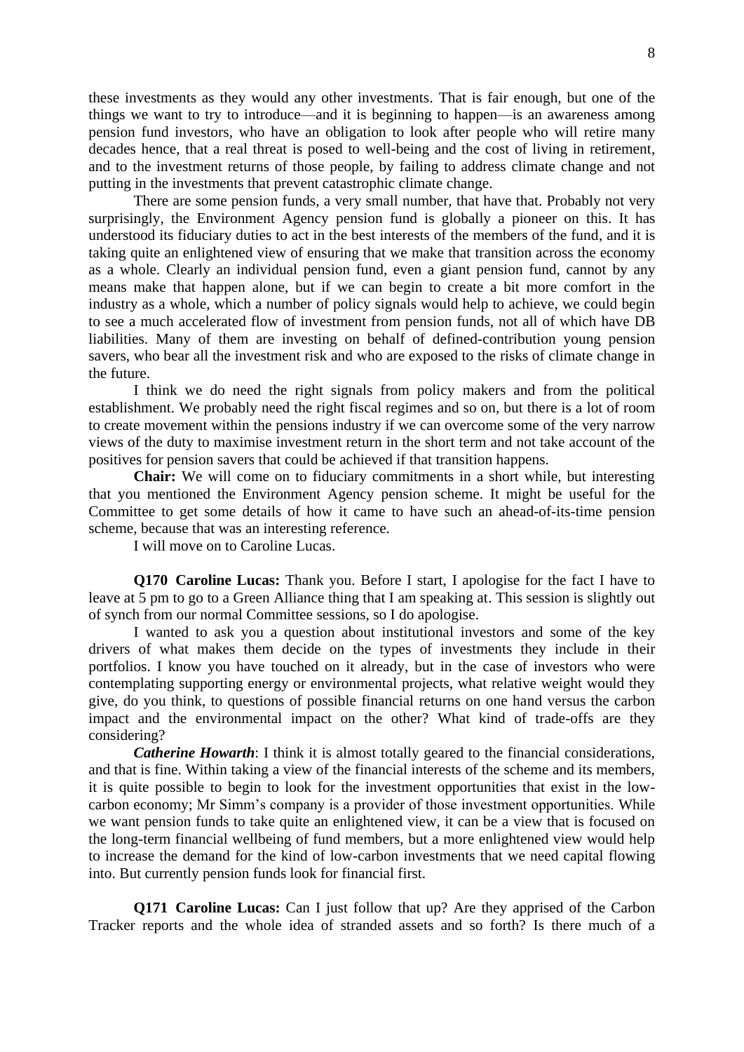these investments as they would any other investments. That is fair enough, but one of the things we want to try to introduce—and it is beginning to happen—is an awareness among pension fund investors, who have an obligation to look after people who will retire many decades hence, that a real threat is posed to well-being and the cost of living in retirement, and to the investment returns of those people, by failing to address climate change and not putting in the investments that prevent catastrophic climate change.

There are some pension funds, a very small number, that have that. Probably not very surprisingly, the Environment Agency pension fund is globally a pioneer on this. It has understood its fiduciary duties to act in the best interests of the members of the fund, and it is taking quite an enlightened view of ensuring that we make that transition across the economy as a whole. Clearly an individual pension fund, even a giant pension fund, cannot by any means make that happen alone, but if we can begin to create a bit more comfort in the industry as a whole, which a number of policy signals would help to achieve, we could begin to see a much accelerated flow of investment from pension funds, not all of which have DB liabilities. Many of them are investing on behalf of defined-contribution young pension savers, who bear all the investment risk and who are exposed to the risks of climate change in the future.

I think we do need the right signals from policy makers and from the political establishment. We probably need the right fiscal regimes and so on, but there is a lot of room to create movement within the pensions industry if we can overcome some of the very narrow views of the duty to maximise investment return in the short term and not take account of the positives for pension savers that could be achieved if that transition happens.

**Chair:** We will come on to fiduciary commitments in a short while, but interesting that you mentioned the Environment Agency pension scheme. It might be useful for the Committee to get some details of how it came to have such an ahead-of-its-time pension scheme, because that was an interesting reference.

I will move on to Caroline Lucas.

**Q170 Caroline Lucas:** Thank you. Before I start, I apologise for the fact I have to leave at 5 pm to go to a Green Alliance thing that I am speaking at. This session is slightly out of synch from our normal Committee sessions, so I do apologise.

I wanted to ask you a question about institutional investors and some of the key drivers of what makes them decide on the types of investments they include in their portfolios. I know you have touched on it already, but in the case of investors who were contemplating supporting energy or environmental projects, what relative weight would they give, do you think, to questions of possible financial returns on one hand versus the carbon impact and the environmental impact on the other? What kind of trade-offs are they considering?

***Catherine Howarth***: I think it is almost totally geared to the financial considerations, and that is fine. Within taking a view of the financial interests of the scheme and its members, it is quite possible to begin to look for the investment opportunities that exist in the low-carbon economy; Mr Simm's company is a provider of those investment opportunities. While we want pension funds to take quite an enlightened view, it can be a view that is focused on the long-term financial wellbeing of fund members, but a more enlightened view would help to increase the demand for the kind of low-carbon investments that we need capital flowing into. But currently pension funds look for financial first.

**Q171 Caroline Lucas:** Can I just follow that up? Are they apprised of the Carbon Tracker reports and the whole idea of stranded assets and so forth? Is there much of a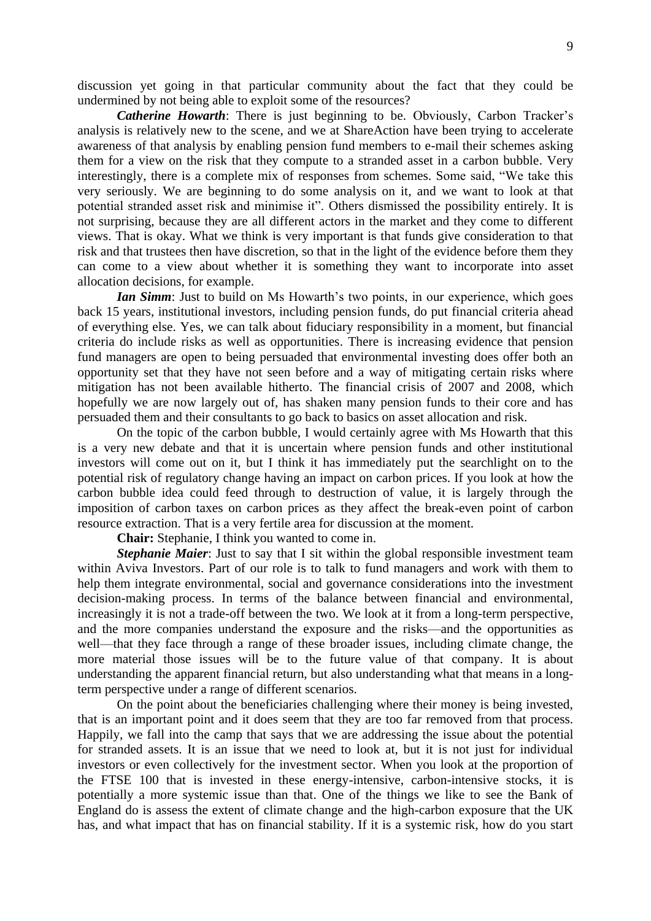discussion yet going in that particular community about the fact that they could be undermined by not being able to exploit some of the resources?

***Catherine Howarth***: There is just beginning to be. Obviously, Carbon Tracker's analysis is relatively new to the scene, and we at ShareAction have been trying to accelerate awareness of that analysis by enabling pension fund members to e-mail their schemes asking them for a view on the risk that they compute to a stranded asset in a carbon bubble. Very interestingly, there is a complete mix of responses from schemes. Some said, "We take this very seriously. We are beginning to do some analysis on it, and we want to look at that potential stranded asset risk and minimise it". Others dismissed the possibility entirely. It is not surprising, because they are all different actors in the market and they come to different views. That is okay. What we think is very important is that funds give consideration to that risk and that trustees then have discretion, so that in the light of the evidence before them they can come to a view about whether it is something they want to incorporate into asset allocation decisions, for example.

***Ian Simm***: Just to build on Ms Howarth's two points, in our experience, which goes back 15 years, institutional investors, including pension funds, do put financial criteria ahead of everything else. Yes, we can talk about fiduciary responsibility in a moment, but financial criteria do include risks as well as opportunities. There is increasing evidence that pension fund managers are open to being persuaded that environmental investing does offer both an opportunity set that they have not seen before and a way of mitigating certain risks where mitigation has not been available hitherto. The financial crisis of 2007 and 2008, which hopefully we are now largely out of, has shaken many pension funds to their core and has persuaded them and their consultants to go back to basics on asset allocation and risk.

On the topic of the carbon bubble, I would certainly agree with Ms Howarth that this is a very new debate and that it is uncertain where pension funds and other institutional investors will come out on it, but I think it has immediately put the searchlight on to the potential risk of regulatory change having an impact on carbon prices. If you look at how the carbon bubble idea could feed through to destruction of value, it is largely through the imposition of carbon taxes on carbon prices as they affect the break-even point of carbon resource extraction. That is a very fertile area for discussion at the moment.

**Chair:** Stephanie, I think you wanted to come in.

***Stephanie Maier***: Just to say that I sit within the global responsible investment team within Aviva Investors. Part of our role is to talk to fund managers and work with them to help them integrate environmental, social and governance considerations into the investment decision-making process. In terms of the balance between financial and environmental, increasingly it is not a trade-off between the two. We look at it from a long-term perspective, and the more companies understand the exposure and the risks—and the opportunities as well—that they face through a range of these broader issues, including climate change, the more material those issues will be to the future value of that company. It is about understanding the apparent financial return, but also understanding what that means in a long-term perspective under a range of different scenarios.

On the point about the beneficiaries challenging where their money is being invested, that is an important point and it does seem that they are too far removed from that process. Happily, we fall into the camp that says that we are addressing the issue about the potential for stranded assets. It is an issue that we need to look at, but it is not just for individual investors or even collectively for the investment sector. When you look at the proportion of the FTSE 100 that is invested in these energy-intensive, carbon-intensive stocks, it is potentially a more systemic issue than that. One of the things we like to see the Bank of England do is assess the extent of climate change and the high-carbon exposure that the UK has, and what impact that has on financial stability. If it is a systemic risk, how do you start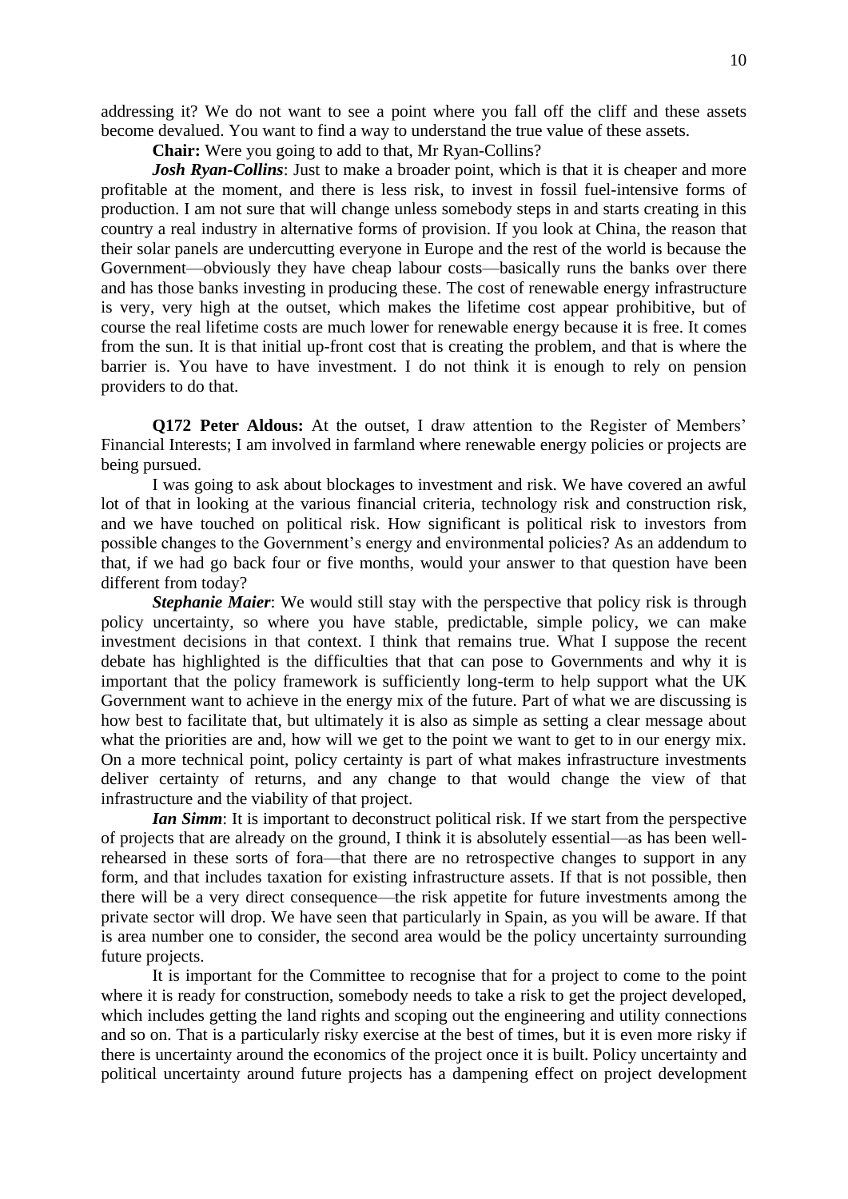addressing it? We do not want to see a point where you fall off the cliff and these assets become devalued. You want to find a way to understand the true value of these assets.

**Chair:** Were you going to add to that, Mr Ryan-Collins?

***Josh Ryan-Collins***: Just to make a broader point, which is that it is cheaper and more profitable at the moment, and there is less risk, to invest in fossil fuel-intensive forms of production. I am not sure that will change unless somebody steps in and starts creating in this country a real industry in alternative forms of provision. If you look at China, the reason that their solar panels are undercutting everyone in Europe and the rest of the world is because the Government—obviously they have cheap labour costs—basically runs the banks over there and has those banks investing in producing these. The cost of renewable energy infrastructure is very, very high at the outset, which makes the lifetime cost appear prohibitive, but of course the real lifetime costs are much lower for renewable energy because it is free. It comes from the sun. It is that initial up-front cost that is creating the problem, and that is where the barrier is. You have to have investment. I do not think it is enough to rely on pension providers to do that.

**Q172 Peter Aldous:** At the outset, I draw attention to the Register of Members' Financial Interests; I am involved in farmland where renewable energy policies or projects are being pursued.

I was going to ask about blockages to investment and risk. We have covered an awful lot of that in looking at the various financial criteria, technology risk and construction risk, and we have touched on political risk. How significant is political risk to investors from possible changes to the Government's energy and environmental policies? As an addendum to that, if we had go back four or five months, would your answer to that question have been different from today?

***Stephanie Maier***: We would still stay with the perspective that policy risk is through policy uncertainty, so where you have stable, predictable, simple policy, we can make investment decisions in that context. I think that remains true. What I suppose the recent debate has highlighted is the difficulties that that can pose to Governments and why it is important that the policy framework is sufficiently long-term to help support what the UK Government want to achieve in the energy mix of the future. Part of what we are discussing is how best to facilitate that, but ultimately it is also as simple as setting a clear message about what the priorities are and, how will we get to the point we want to get to in our energy mix. On a more technical point, policy certainty is part of what makes infrastructure investments deliver certainty of returns, and any change to that would change the view of that infrastructure and the viability of that project.

***Ian Simm***: It is important to deconstruct political risk. If we start from the perspective of projects that are already on the ground, I think it is absolutely essential—as has been well-rehearsed in these sorts of fora—that there are no retrospective changes to support in any form, and that includes taxation for existing infrastructure assets. If that is not possible, then there will be a very direct consequence—the risk appetite for future investments among the private sector will drop. We have seen that particularly in Spain, as you will be aware. If that is area number one to consider, the second area would be the policy uncertainty surrounding future projects.

It is important for the Committee to recognise that for a project to come to the point where it is ready for construction, somebody needs to take a risk to get the project developed, which includes getting the land rights and scoping out the engineering and utility connections and so on. That is a particularly risky exercise at the best of times, but it is even more risky if there is uncertainty around the economics of the project once it is built. Policy uncertainty and political uncertainty around future projects has a dampening effect on project development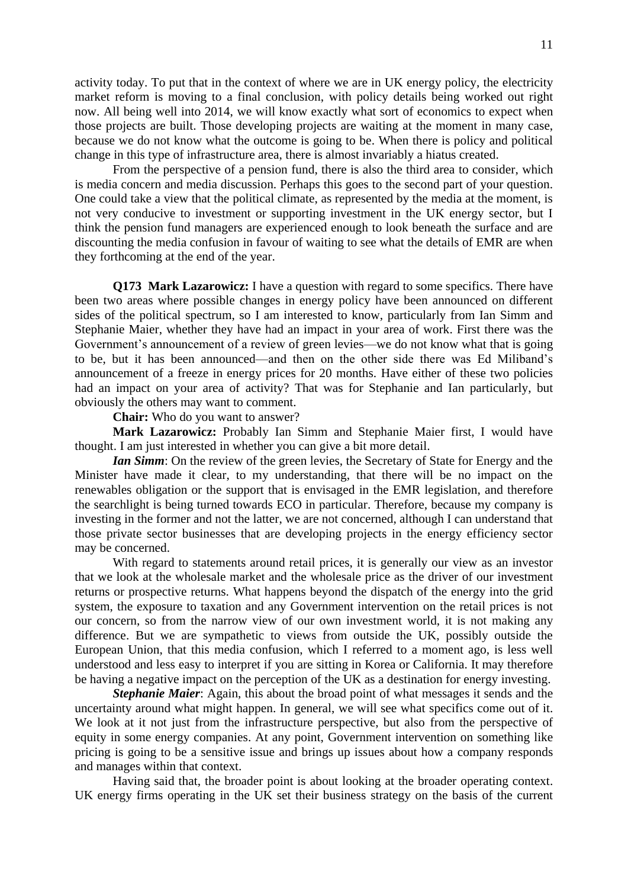activity today. To put that in the context of where we are in UK energy policy, the electricity market reform is moving to a final conclusion, with policy details being worked out right now. All being well into 2014, we will know exactly what sort of economics to expect when those projects are built. Those developing projects are waiting at the moment in many case, because we do not know what the outcome is going to be. When there is policy and political change in this type of infrastructure area, there is almost invariably a hiatus created.

From the perspective of a pension fund, there is also the third area to consider, which is media concern and media discussion. Perhaps this goes to the second part of your question. One could take a view that the political climate, as represented by the media at the moment, is not very conducive to investment or supporting investment in the UK energy sector, but I think the pension fund managers are experienced enough to look beneath the surface and are discounting the media confusion in favour of waiting to see what the details of EMR are when they forthcoming at the end of the year.

**Q173 Mark Lazarowicz:** I have a question with regard to some specifics. There have been two areas where possible changes in energy policy have been announced on different sides of the political spectrum, so I am interested to know, particularly from Ian Simm and Stephanie Maier, whether they have had an impact in your area of work. First there was the Government's announcement of a review of green levies—we do not know what that is going to be, but it has been announced—and then on the other side there was Ed Miliband's announcement of a freeze in energy prices for 20 months. Have either of these two policies had an impact on your area of activity? That was for Stephanie and Ian particularly, but obviously the others may want to comment.

**Chair:** Who do you want to answer?

**Mark Lazarowicz:** Probably Ian Simm and Stephanie Maier first, I would have thought. I am just interested in whether you can give a bit more detail.

***Ian Simm***: On the review of the green levies, the Secretary of State for Energy and the Minister have made it clear, to my understanding, that there will be no impact on the renewables obligation or the support that is envisaged in the EMR legislation, and therefore the searchlight is being turned towards ECO in particular. Therefore, because my company is investing in the former and not the latter, we are not concerned, although I can understand that those private sector businesses that are developing projects in the energy efficiency sector may be concerned.

With regard to statements around retail prices, it is generally our view as an investor that we look at the wholesale market and the wholesale price as the driver of our investment returns or prospective returns. What happens beyond the dispatch of the energy into the grid system, the exposure to taxation and any Government intervention on the retail prices is not our concern, so from the narrow view of our own investment world, it is not making any difference. But we are sympathetic to views from outside the UK, possibly outside the European Union, that this media confusion, which I referred to a moment ago, is less well understood and less easy to interpret if you are sitting in Korea or California. It may therefore be having a negative impact on the perception of the UK as a destination for energy investing.

***Stephanie Maier***: Again, this about the broad point of what messages it sends and the uncertainty around what might happen. In general, we will see what specifics come out of it. We look at it not just from the infrastructure perspective, but also from the perspective of equity in some energy companies. At any point, Government intervention on something like pricing is going to be a sensitive issue and brings up issues about how a company responds and manages within that context.

Having said that, the broader point is about looking at the broader operating context. UK energy firms operating in the UK set their business strategy on the basis of the current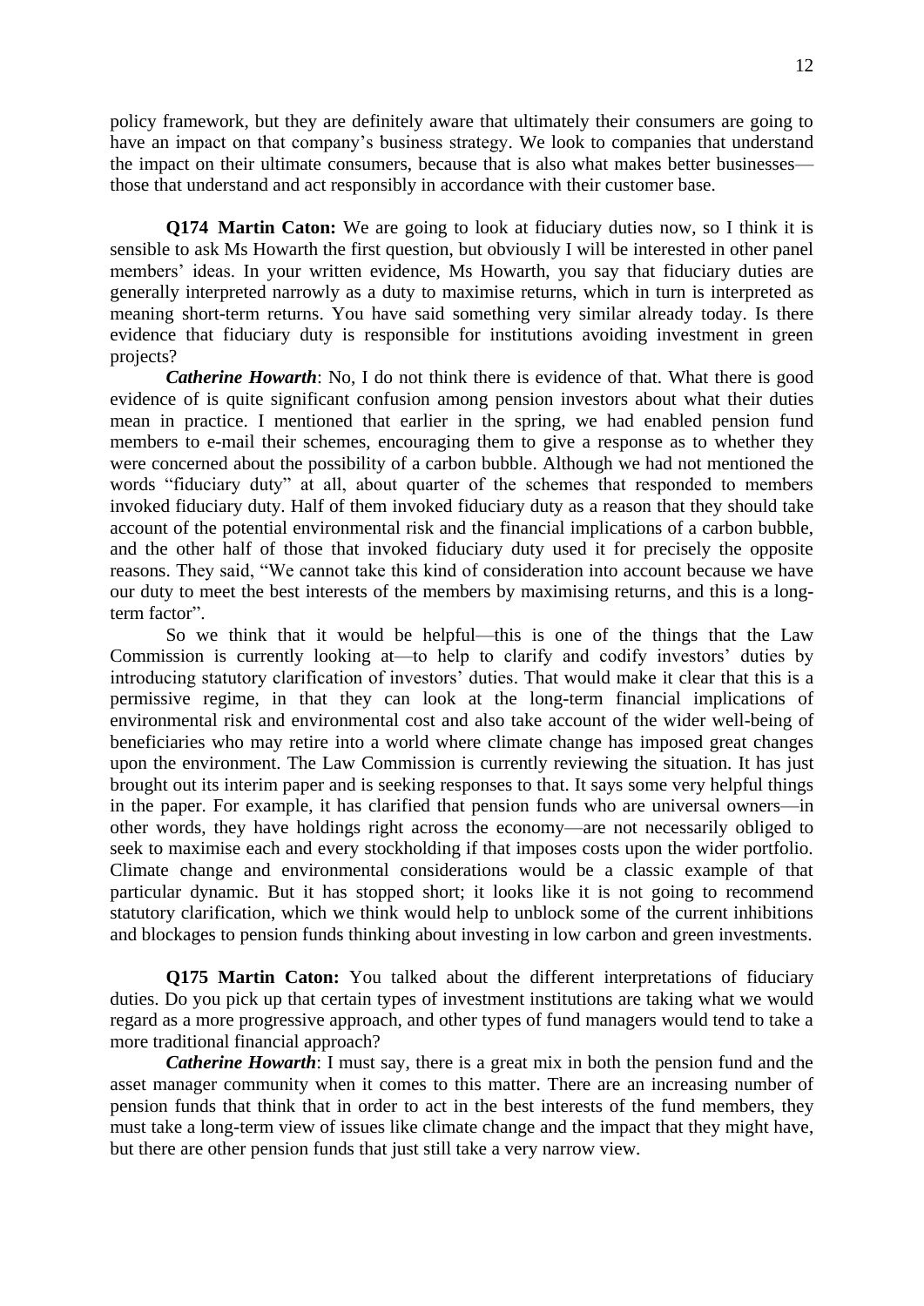policy framework, but they are definitely aware that ultimately their consumers are going to have an impact on that company's business strategy. We look to companies that understand the impact on their ultimate consumers, because that is also what makes better businesses—those that understand and act responsibly in accordance with their customer base.

**Q174 Martin Caton:** We are going to look at fiduciary duties now, so I think it is sensible to ask Ms Howarth the first question, but obviously I will be interested in other panel members' ideas. In your written evidence, Ms Howarth, you say that fiduciary duties are generally interpreted narrowly as a duty to maximise returns, which in turn is interpreted as meaning short-term returns. You have said something very similar already today. Is there evidence that fiduciary duty is responsible for institutions avoiding investment in green projects?

***Catherine Howarth***: No, I do not think there is evidence of that. What there is good evidence of is quite significant confusion among pension investors about what their duties mean in practice. I mentioned that earlier in the spring, we had enabled pension fund members to e-mail their schemes, encouraging them to give a response as to whether they were concerned about the possibility of a carbon bubble. Although we had not mentioned the words "fiduciary duty" at all, about quarter of the schemes that responded to members invoked fiduciary duty. Half of them invoked fiduciary duty as a reason that they should take account of the potential environmental risk and the financial implications of a carbon bubble, and the other half of those that invoked fiduciary duty used it for precisely the opposite reasons. They said, "We cannot take this kind of consideration into account because we have our duty to meet the best interests of the members by maximising returns, and this is a long-term factor".

So we think that it would be helpful—this is one of the things that the Law Commission is currently looking at—to help to clarify and codify investors' duties by introducing statutory clarification of investors' duties. That would make it clear that this is a permissive regime, in that they can look at the long-term financial implications of environmental risk and environmental cost and also take account of the wider well-being of beneficiaries who may retire into a world where climate change has imposed great changes upon the environment. The Law Commission is currently reviewing the situation. It has just brought out its interim paper and is seeking responses to that. It says some very helpful things in the paper. For example, it has clarified that pension funds who are universal owners—in other words, they have holdings right across the economy—are not necessarily obliged to seek to maximise each and every stockholding if that imposes costs upon the wider portfolio. Climate change and environmental considerations would be a classic example of that particular dynamic. But it has stopped short; it looks like it is not going to recommend statutory clarification, which we think would help to unblock some of the current inhibitions and blockages to pension funds thinking about investing in low carbon and green investments.

**Q175 Martin Caton:** You talked about the different interpretations of fiduciary duties. Do you pick up that certain types of investment institutions are taking what we would regard as a more progressive approach, and other types of fund managers would tend to take a more traditional financial approach?

***Catherine Howarth***: I must say, there is a great mix in both the pension fund and the asset manager community when it comes to this matter. There are an increasing number of pension funds that think that in order to act in the best interests of the fund members, they must take a long-term view of issues like climate change and the impact that they might have, but there are other pension funds that just still take a very narrow view.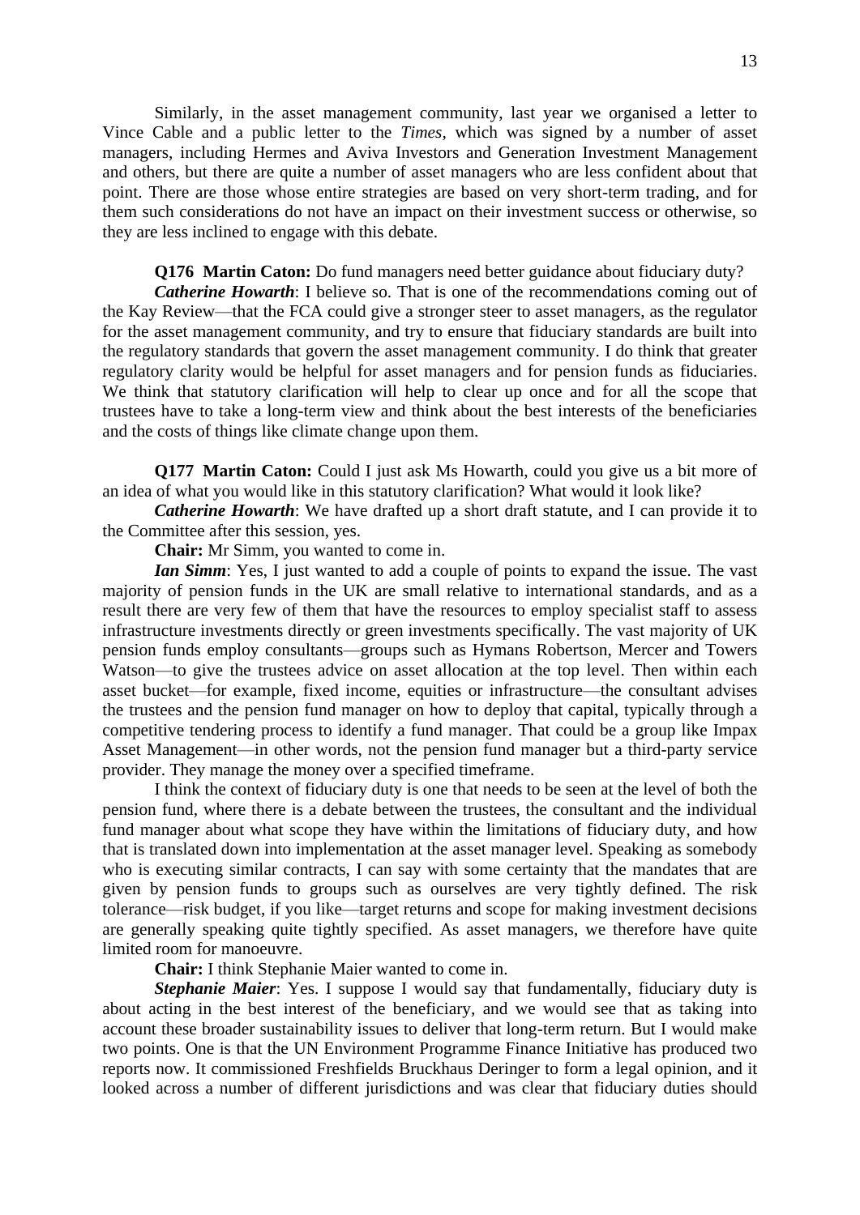Similarly, in the asset management community, last year we organised a letter to Vince Cable and a public letter to the *Times*, which was signed by a number of asset managers, including Hermes and Aviva Investors and Generation Investment Management and others, but there are quite a number of asset managers who are less confident about that point. There are those whose entire strategies are based on very short-term trading, and for them such considerations do not have an impact on their investment success or otherwise, so they are less inclined to engage with this debate.

**Q176 Martin Caton:** Do fund managers need better guidance about fiduciary duty?

***Catherine Howarth***: I believe so. That is one of the recommendations coming out of the Kay Review—that the FCA could give a stronger steer to asset managers, as the regulator for the asset management community, and try to ensure that fiduciary standards are built into the regulatory standards that govern the asset management community. I do think that greater regulatory clarity would be helpful for asset managers and for pension funds as fiduciaries. We think that statutory clarification will help to clear up once and for all the scope that trustees have to take a long-term view and think about the best interests of the beneficiaries and the costs of things like climate change upon them.

**Q177 Martin Caton:** Could I just ask Ms Howarth, could you give us a bit more of an idea of what you would like in this statutory clarification? What would it look like?

***Catherine Howarth***: We have drafted up a short draft statute, and I can provide it to the Committee after this session, yes.

**Chair:** Mr Simm, you wanted to come in.

***Ian Simm***: Yes, I just wanted to add a couple of points to expand the issue. The vast majority of pension funds in the UK are small relative to international standards, and as a result there are very few of them that have the resources to employ specialist staff to assess infrastructure investments directly or green investments specifically. The vast majority of UK pension funds employ consultants—groups such as Hymans Robertson, Mercer and Towers Watson—to give the trustees advice on asset allocation at the top level. Then within each asset bucket—for example, fixed income, equities or infrastructure—the consultant advises the trustees and the pension fund manager on how to deploy that capital, typically through a competitive tendering process to identify a fund manager. That could be a group like Impax Asset Management—in other words, not the pension fund manager but a third-party service provider. They manage the money over a specified timeframe.

I think the context of fiduciary duty is one that needs to be seen at the level of both the pension fund, where there is a debate between the trustees, the consultant and the individual fund manager about what scope they have within the limitations of fiduciary duty, and how that is translated down into implementation at the asset manager level. Speaking as somebody who is executing similar contracts, I can say with some certainty that the mandates that are given by pension funds to groups such as ourselves are very tightly defined. The risk tolerance—risk budget, if you like—target returns and scope for making investment decisions are generally speaking quite tightly specified. As asset managers, we therefore have quite limited room for manoeuvre.

**Chair:** I think Stephanie Maier wanted to come in.

***Stephanie Maier***: Yes. I suppose I would say that fundamentally, fiduciary duty is about acting in the best interest of the beneficiary, and we would see that as taking into account these broader sustainability issues to deliver that long-term return. But I would make two points. One is that the UN Environment Programme Finance Initiative has produced two reports now. It commissioned Freshfields Bruckhaus Deringer to form a legal opinion, and it looked across a number of different jurisdictions and was clear that fiduciary duties should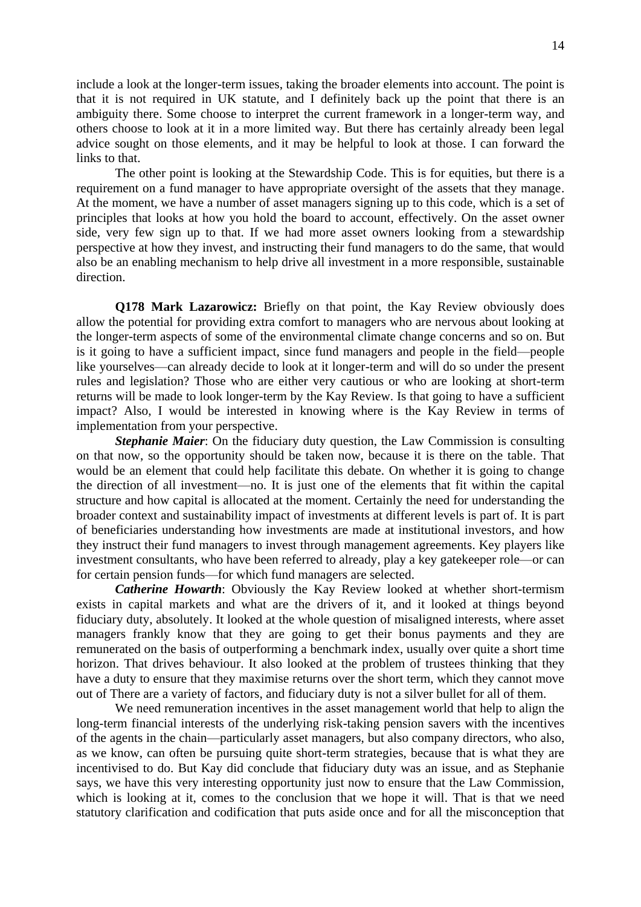include a look at the longer-term issues, taking the broader elements into account. The point is that it is not required in UK statute, and I definitely back up the point that there is an ambiguity there. Some choose to interpret the current framework in a longer-term way, and others choose to look at it in a more limited way. But there has certainly already been legal advice sought on those elements, and it may be helpful to look at those. I can forward the links to that.

The other point is looking at the Stewardship Code. This is for equities, but there is a requirement on a fund manager to have appropriate oversight of the assets that they manage. At the moment, we have a number of asset managers signing up to this code, which is a set of principles that looks at how you hold the board to account, effectively. On the asset owner side, very few sign up to that. If we had more asset owners looking from a stewardship perspective at how they invest, and instructing their fund managers to do the same, that would also be an enabling mechanism to help drive all investment in a more responsible, sustainable direction.

**Q178 Mark Lazarowicz:** Briefly on that point, the Kay Review obviously does allow the potential for providing extra comfort to managers who are nervous about looking at the longer-term aspects of some of the environmental climate change concerns and so on. But is it going to have a sufficient impact, since fund managers and people in the field—people like yourselves—can already decide to look at it longer-term and will do so under the present rules and legislation? Those who are either very cautious or who are looking at short-term returns will be made to look longer-term by the Kay Review. Is that going to have a sufficient impact? Also, I would be interested in knowing where is the Kay Review in terms of implementation from your perspective.

***Stephanie Maier***: On the fiduciary duty question, the Law Commission is consulting on that now, so the opportunity should be taken now, because it is there on the table. That would be an element that could help facilitate this debate. On whether it is going to change the direction of all investment—no. It is just one of the elements that fit within the capital structure and how capital is allocated at the moment. Certainly the need for understanding the broader context and sustainability impact of investments at different levels is part of. It is part of beneficiaries understanding how investments are made at institutional investors, and how they instruct their fund managers to invest through management agreements. Key players like investment consultants, who have been referred to already, play a key gatekeeper role—or can for certain pension funds—for which fund managers are selected.

***Catherine Howarth***: Obviously the Kay Review looked at whether short-termism exists in capital markets and what are the drivers of it, and it looked at things beyond fiduciary duty, absolutely. It looked at the whole question of misaligned interests, where asset managers frankly know that they are going to get their bonus payments and they are remunerated on the basis of outperforming a benchmark index, usually over quite a short time horizon. That drives behaviour. It also looked at the problem of trustees thinking that they have a duty to ensure that they maximise returns over the short term, which they cannot move out of There are a variety of factors, and fiduciary duty is not a silver bullet for all of them.

We need remuneration incentives in the asset management world that help to align the long-term financial interests of the underlying risk-taking pension savers with the incentives of the agents in the chain—particularly asset managers, but also company directors, who also, as we know, can often be pursuing quite short-term strategies, because that is what they are incentivised to do. But Kay did conclude that fiduciary duty was an issue, and as Stephanie says, we have this very interesting opportunity just now to ensure that the Law Commission, which is looking at it, comes to the conclusion that we hope it will. That is that we need statutory clarification and codification that puts aside once and for all the misconception that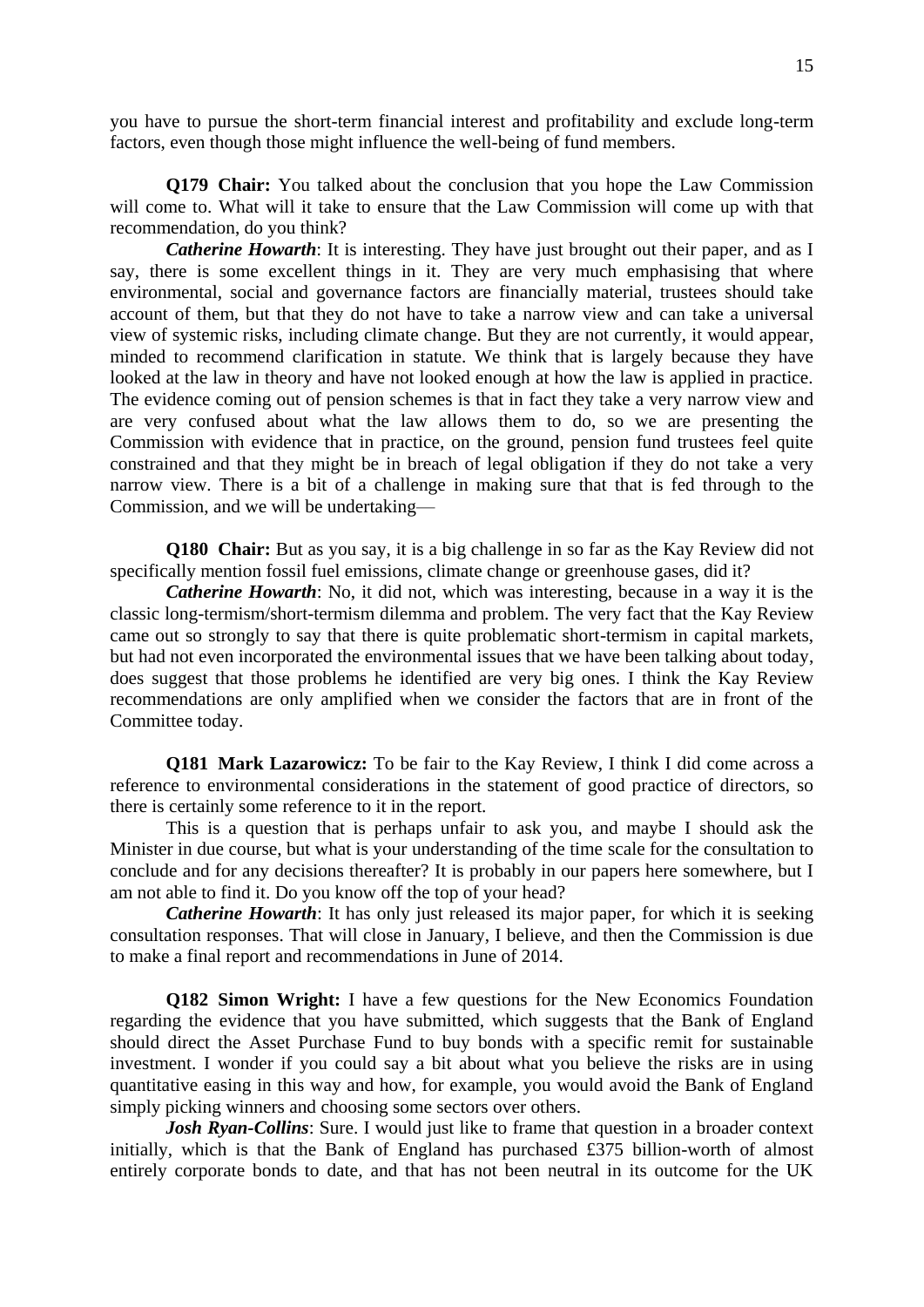you have to pursue the short-term financial interest and profitability and exclude long-term factors, even though those might influence the well-being of fund members.

**Q179 Chair:** You talked about the conclusion that you hope the Law Commission will come to. What will it take to ensure that the Law Commission will come up with that recommendation, do you think?

***Catherine Howarth***: It is interesting. They have just brought out their paper, and as I say, there is some excellent things in it. They are very much emphasising that where environmental, social and governance factors are financially material, trustees should take account of them, but that they do not have to take a narrow view and can take a universal view of systemic risks, including climate change. But they are not currently, it would appear, minded to recommend clarification in statute. We think that is largely because they have looked at the law in theory and have not looked enough at how the law is applied in practice. The evidence coming out of pension schemes is that in fact they take a very narrow view and are very confused about what the law allows them to do, so we are presenting the Commission with evidence that in practice, on the ground, pension fund trustees feel quite constrained and that they might be in breach of legal obligation if they do not take a very narrow view. There is a bit of a challenge in making sure that that is fed through to the Commission, and we will be undertaking—

**Q180 Chair:** But as you say, it is a big challenge in so far as the Kay Review did not specifically mention fossil fuel emissions, climate change or greenhouse gases, did it?

***Catherine Howarth***: No, it did not, which was interesting, because in a way it is the classic long-termism/short-termism dilemma and problem. The very fact that the Kay Review came out so strongly to say that there is quite problematic short-termism in capital markets, but had not even incorporated the environmental issues that we have been talking about today, does suggest that those problems he identified are very big ones. I think the Kay Review recommendations are only amplified when we consider the factors that are in front of the Committee today.

**Q181 Mark Lazarowicz:** To be fair to the Kay Review, I think I did come across a reference to environmental considerations in the statement of good practice of directors, so there is certainly some reference to it in the report.

This is a question that is perhaps unfair to ask you, and maybe I should ask the Minister in due course, but what is your understanding of the time scale for the consultation to conclude and for any decisions thereafter? It is probably in our papers here somewhere, but I am not able to find it. Do you know off the top of your head?

***Catherine Howarth***: It has only just released its major paper, for which it is seeking consultation responses. That will close in January, I believe, and then the Commission is due to make a final report and recommendations in June of 2014.

**Q182 Simon Wright:** I have a few questions for the New Economics Foundation regarding the evidence that you have submitted, which suggests that the Bank of England should direct the Asset Purchase Fund to buy bonds with a specific remit for sustainable investment. I wonder if you could say a bit about what you believe the risks are in using quantitative easing in this way and how, for example, you would avoid the Bank of England simply picking winners and choosing some sectors over others.

***Josh Ryan-Collins***: Sure. I would just like to frame that question in a broader context initially, which is that the Bank of England has purchased £375 billion-worth of almost entirely corporate bonds to date, and that has not been neutral in its outcome for the UK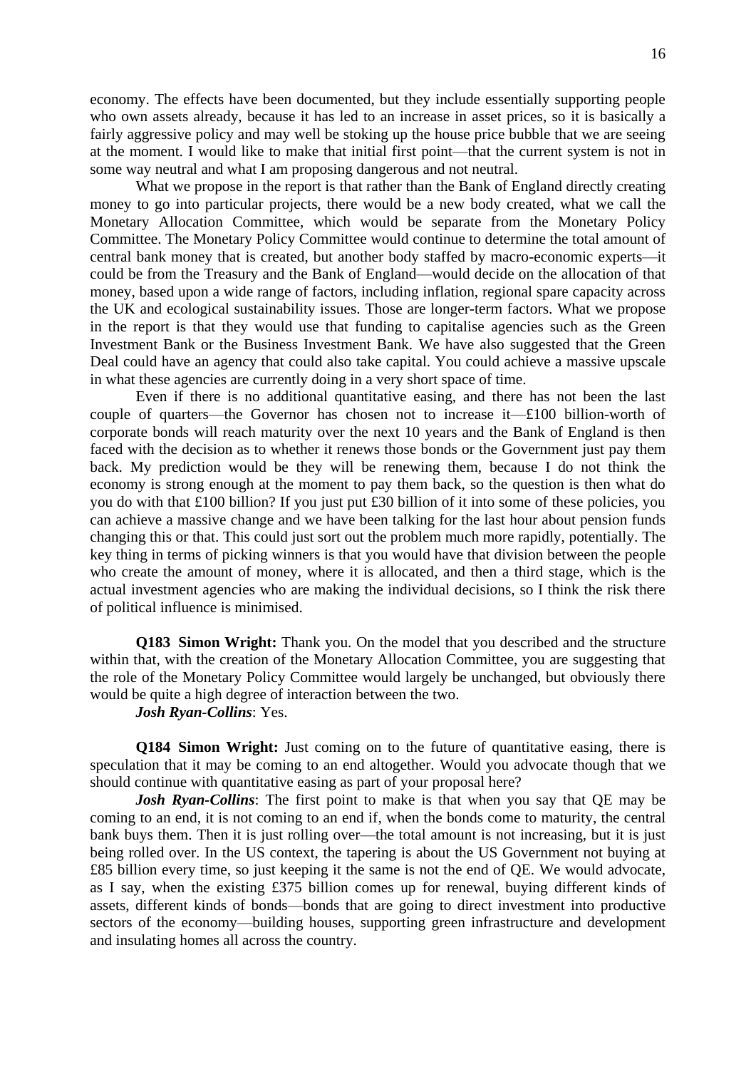economy. The effects have been documented, but they include essentially supporting people who own assets already, because it has led to an increase in asset prices, so it is basically a fairly aggressive policy and may well be stoking up the house price bubble that we are seeing at the moment. I would like to make that initial first point—that the current system is not in some way neutral and what I am proposing dangerous and not neutral.

What we propose in the report is that rather than the Bank of England directly creating money to go into particular projects, there would be a new body created, what we call the Monetary Allocation Committee, which would be separate from the Monetary Policy Committee. The Monetary Policy Committee would continue to determine the total amount of central bank money that is created, but another body staffed by macro-economic experts—it could be from the Treasury and the Bank of England—would decide on the allocation of that money, based upon a wide range of factors, including inflation, regional spare capacity across the UK and ecological sustainability issues. Those are longer-term factors. What we propose in the report is that they would use that funding to capitalise agencies such as the Green Investment Bank or the Business Investment Bank. We have also suggested that the Green Deal could have an agency that could also take capital. You could achieve a massive upscale in what these agencies are currently doing in a very short space of time.

Even if there is no additional quantitative easing, and there has not been the last couple of quarters—the Governor has chosen not to increase it—£100 billion-worth of corporate bonds will reach maturity over the next 10 years and the Bank of England is then faced with the decision as to whether it renews those bonds or the Government just pay them back. My prediction would be they will be renewing them, because I do not think the economy is strong enough at the moment to pay them back, so the question is then what do you do with that £100 billion? If you just put £30 billion of it into some of these policies, you can achieve a massive change and we have been talking for the last hour about pension funds changing this or that. This could just sort out the problem much more rapidly, potentially. The key thing in terms of picking winners is that you would have that division between the people who create the amount of money, where it is allocated, and then a third stage, which is the actual investment agencies who are making the individual decisions, so I think the risk there of political influence is minimised.

**Q183 Simon Wright:** Thank you. On the model that you described and the structure within that, with the creation of the Monetary Allocation Committee, you are suggesting that the role of the Monetary Policy Committee would largely be unchanged, but obviously there would be quite a high degree of interaction between the two.

***Josh Ryan-Collins***: Yes.

**Q184 Simon Wright:** Just coming on to the future of quantitative easing, there is speculation that it may be coming to an end altogether. Would you advocate though that we should continue with quantitative easing as part of your proposal here?

***Josh Ryan-Collins***: The first point to make is that when you say that QE may be coming to an end, it is not coming to an end if, when the bonds come to maturity, the central bank buys them. Then it is just rolling over—the total amount is not increasing, but it is just being rolled over. In the US context, the tapering is about the US Government not buying at £85 billion every time, so just keeping it the same is not the end of QE. We would advocate, as I say, when the existing £375 billion comes up for renewal, buying different kinds of assets, different kinds of bonds—bonds that are going to direct investment into productive sectors of the economy—building houses, supporting green infrastructure and development and insulating homes all across the country.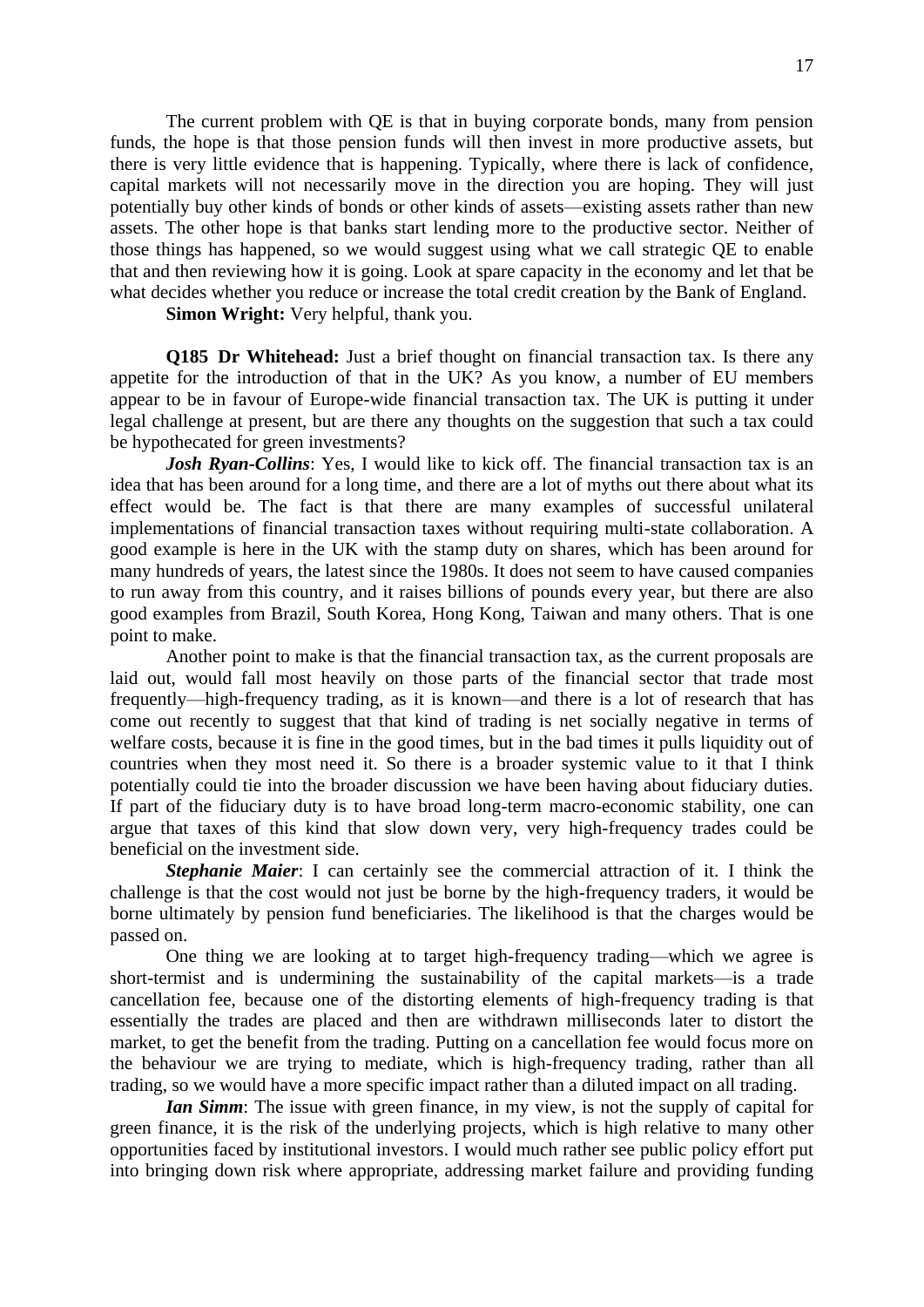The current problem with QE is that in buying corporate bonds, many from pension funds, the hope is that those pension funds will then invest in more productive assets, but there is very little evidence that is happening. Typically, where there is lack of confidence, capital markets will not necessarily move in the direction you are hoping. They will just potentially buy other kinds of bonds or other kinds of assets—existing assets rather than new assets. The other hope is that banks start lending more to the productive sector. Neither of those things has happened, so we would suggest using what we call strategic QE to enable that and then reviewing how it is going. Look at spare capacity in the economy and let that be what decides whether you reduce or increase the total credit creation by the Bank of England.

**Simon Wright:** Very helpful, thank you.

**Q185 Dr Whitehead:** Just a brief thought on financial transaction tax. Is there any appetite for the introduction of that in the UK? As you know, a number of EU members appear to be in favour of Europe-wide financial transaction tax. The UK is putting it under legal challenge at present, but are there any thoughts on the suggestion that such a tax could be hypothecated for green investments?

***Josh Ryan-Collins***: Yes, I would like to kick off. The financial transaction tax is an idea that has been around for a long time, and there are a lot of myths out there about what its effect would be. The fact is that there are many examples of successful unilateral implementations of financial transaction taxes without requiring multi-state collaboration. A good example is here in the UK with the stamp duty on shares, which has been around for many hundreds of years, the latest since the 1980s. It does not seem to have caused companies to run away from this country, and it raises billions of pounds every year, but there are also good examples from Brazil, South Korea, Hong Kong, Taiwan and many others. That is one point to make.

Another point to make is that the financial transaction tax, as the current proposals are laid out, would fall most heavily on those parts of the financial sector that trade most frequently—high-frequency trading, as it is known—and there is a lot of research that has come out recently to suggest that that kind of trading is net socially negative in terms of welfare costs, because it is fine in the good times, but in the bad times it pulls liquidity out of countries when they most need it. So there is a broader systemic value to it that I think potentially could tie into the broader discussion we have been having about fiduciary duties. If part of the fiduciary duty is to have broad long-term macro-economic stability, one can argue that taxes of this kind that slow down very, very high-frequency trades could be beneficial on the investment side.

***Stephanie Maier***: I can certainly see the commercial attraction of it. I think the challenge is that the cost would not just be borne by the high-frequency traders, it would be borne ultimately by pension fund beneficiaries. The likelihood is that the charges would be passed on.

One thing we are looking at to target high-frequency trading—which we agree is short-termist and is undermining the sustainability of the capital markets—is a trade cancellation fee, because one of the distorting elements of high-frequency trading is that essentially the trades are placed and then are withdrawn milliseconds later to distort the market, to get the benefit from the trading. Putting on a cancellation fee would focus more on the behaviour we are trying to mediate, which is high-frequency trading, rather than all trading, so we would have a more specific impact rather than a diluted impact on all trading.

***Ian Simm***: The issue with green finance, in my view, is not the supply of capital for green finance, it is the risk of the underlying projects, which is high relative to many other opportunities faced by institutional investors. I would much rather see public policy effort put into bringing down risk where appropriate, addressing market failure and providing funding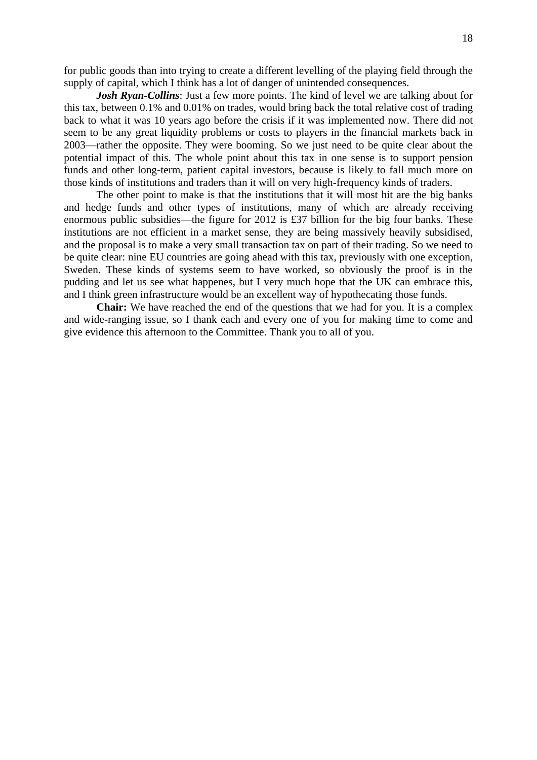for public goods than into trying to create a different levelling of the playing field through the supply of capital, which I think has a lot of danger of unintended consequences.

***Josh Ryan-Collins***: Just a few more points. The kind of level we are talking about for this tax, between 0.1% and 0.01% on trades, would bring back the total relative cost of trading back to what it was 10 years ago before the crisis if it was implemented now. There did not seem to be any great liquidity problems or costs to players in the financial markets back in 2003—rather the opposite. They were booming. So we just need to be quite clear about the potential impact of this. The whole point about this tax in one sense is to support pension funds and other long-term, patient capital investors, because is likely to fall much more on those kinds of institutions and traders than it will on very high-frequency kinds of traders.

The other point to make is that the institutions that it will most hit are the big banks and hedge funds and other types of institutions, many of which are already receiving enormous public subsidies—the figure for 2012 is £37 billion for the big four banks. These institutions are not efficient in a market sense, they are being massively heavily subsidised, and the proposal is to make a very small transaction tax on part of their trading. So we need to be quite clear: nine EU countries are going ahead with this tax, previously with one exception, Sweden. These kinds of systems seem to have worked, so obviously the proof is in the pudding and let us see what happenes, but I very much hope that the UK can embrace this, and I think green infrastructure would be an excellent way of hypothecating those funds.

**Chair:** We have reached the end of the questions that we had for you. It is a complex and wide-ranging issue, so I thank each and every one of you for making time to come and give evidence this afternoon to the Committee. Thank you to all of you.